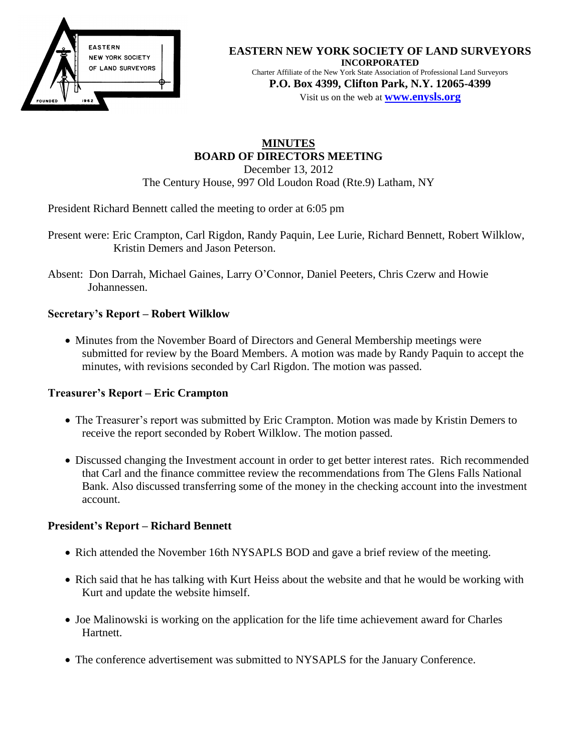**EASTERN NEW YORK SOCIETY OF LAND SURVEYORS**
**INCORPORATED**
Charter Affiliate of the New York State Association of Professional Land Surveyors
**P.O. Box 4399, Clifton Park, N.Y. 12065-4399**
Visit us on the web at **www.enysls.org**

# MINUTES
## BOARD OF DIRECTORS MEETING

December 13, 2012
The Century House, 997 Old Loudon Road (Rte.9) Latham, NY

President Richard Bennett called the meeting to order at 6:05 pm

Present were: Eric Crampton, Carl Rigdon, Randy Paquin, Lee Lurie, Richard Bennett, Robert Wilklow, Kristin Demers and Jason Peterson.

Absent: Don Darrah, Michael Gaines, Larry O'Connor, Daniel Peeters, Chris Czerw and Howie Johannessen.

### Secretary's Report – Robert Wilklow

- Minutes from the November Board of Directors and General Membership meetings were submitted for review by the Board Members. A motion was made by Randy Paquin to accept the minutes, with revisions seconded by Carl Rigdon. The motion was passed.

### Treasurer's Report – Eric Crampton

- The Treasurer's report was submitted by Eric Crampton. Motion was made by Kristin Demers to receive the report seconded by Robert Wilklow. The motion passed.
- Discussed changing the Investment account in order to get better interest rates. Rich recommended that Carl and the finance committee review the recommendations from The Glens Falls National Bank. Also discussed transferring some of the money in the checking account into the investment account.

### President's Report – Richard Bennett

- Rich attended the November 16th NYSAPLS BOD and gave a brief review of the meeting.
- Rich said that he has talking with Kurt Heiss about the website and that he would be working with Kurt and update the website himself.
- Joe Malinowski is working on the application for the life time achievement award for Charles Hartnett.
- The conference advertisement was submitted to NYSAPLS for the January Conference.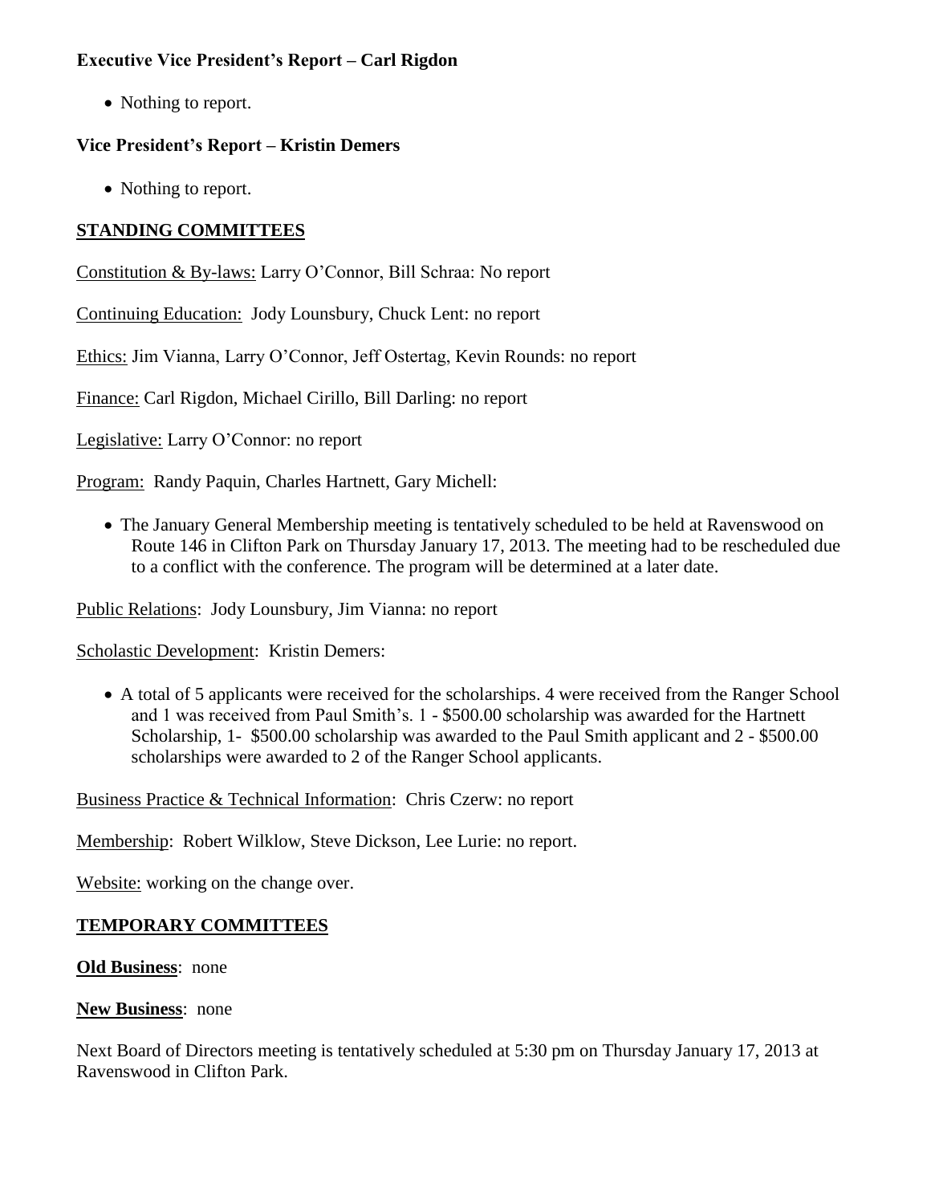**Executive Vice President's Report – Carl Rigdon**

- Nothing to report.

**Vice President's Report – Kristin Demers**

- Nothing to report.

## STANDING COMMITTEES

Constitution & By-laws: Larry O'Connor, Bill Schraa: No report

Continuing Education: Jody Lounsbury, Chuck Lent: no report

Ethics: Jim Vianna, Larry O'Connor, Jeff Ostertag, Kevin Rounds: no report

Finance: Carl Rigdon, Michael Cirillo, Bill Darling: no report

Legislative: Larry O'Connor: no report

Program: Randy Paquin, Charles Hartnett, Gary Michell:

- The January General Membership meeting is tentatively scheduled to be held at Ravenswood on Route 146 in Clifton Park on Thursday January 17, 2013. The meeting had to be rescheduled due to a conflict with the conference. The program will be determined at a later date.

Public Relations: Jody Lounsbury, Jim Vianna: no report

Scholastic Development: Kristin Demers:

- A total of 5 applicants were received for the scholarships. 4 were received from the Ranger School and 1 was received from Paul Smith's. 1 - $500.00 scholarship was awarded for the Hartnett Scholarship, 1- $500.00 scholarship was awarded to the Paul Smith applicant and 2 - $500.00 scholarships were awarded to 2 of the Ranger School applicants.

Business Practice & Technical Information: Chris Czerw: no report

Membership: Robert Wilklow, Steve Dickson, Lee Lurie: no report.

Website: working on the change over.

## TEMPORARY COMMITTEES

**Old Business**: none

**New Business**: none

Next Board of Directors meeting is tentatively scheduled at 5:30 pm on Thursday January 17, 2013 at Ravenswood in Clifton Park.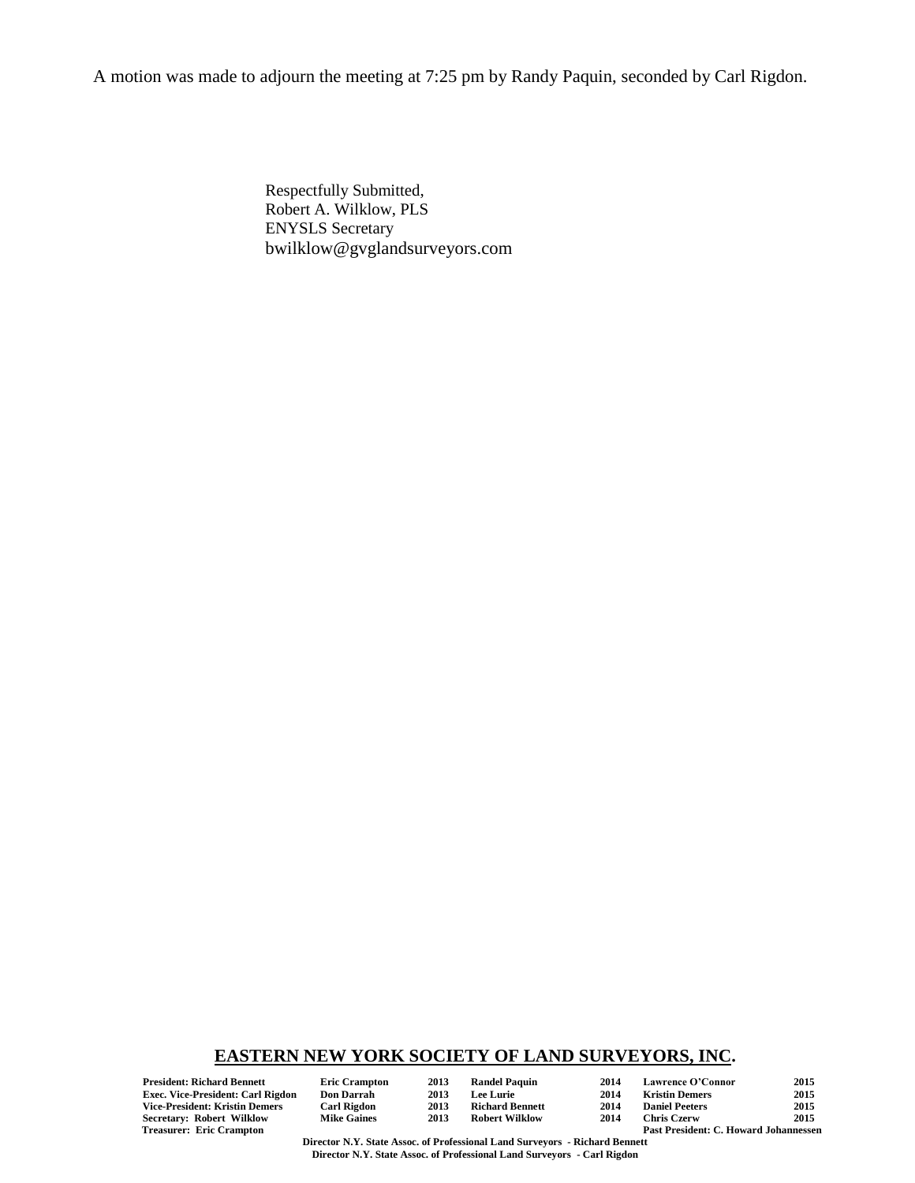A motion was made to adjourn the meeting at 7:25 pm by Randy Paquin, seconded by Carl Rigdon.

Respectfully Submitted,
Robert A. Wilklow, PLS
ENYSLS Secretary
bwilklow@gvglandsurveyors.com

**EASTERN NEW YORK SOCIETY OF LAND SURVEYORS, INC.**

| | | | | | | |
|---|---|---|---|---|---|---|
| **President: Richard Bennett** | **Eric Crampton** | **2013** | **Randel Paquin** | **2014** | **Lawrence O'Connor** | **2015** |
| **Exec. Vice-President: Carl Rigdon** | **Don Darrah** | **2013** | **Lee Lurie** | **2014** | **Kristin Demers** | **2015** |
| **Vice-President: Kristin Demers** | **Carl Rigdon** | **2013** | **Richard Bennett** | **2014** | **Daniel Peeters** | **2015** |
| **Secretary: Robert Wilklow** | **Mike Gaines** | **2013** | **Robert Wilklow** | **2014** | **Chris Czerw** | **2015** |
| **Treasurer: Eric Crampton** | | | | | **Past President: C. Howard Johannessen** | |

**Director N.Y. State Assoc. of Professional Land Surveyors - Richard Bennett**
**Director N.Y. State Assoc. of Professional Land Surveyors - Carl Rigdon**